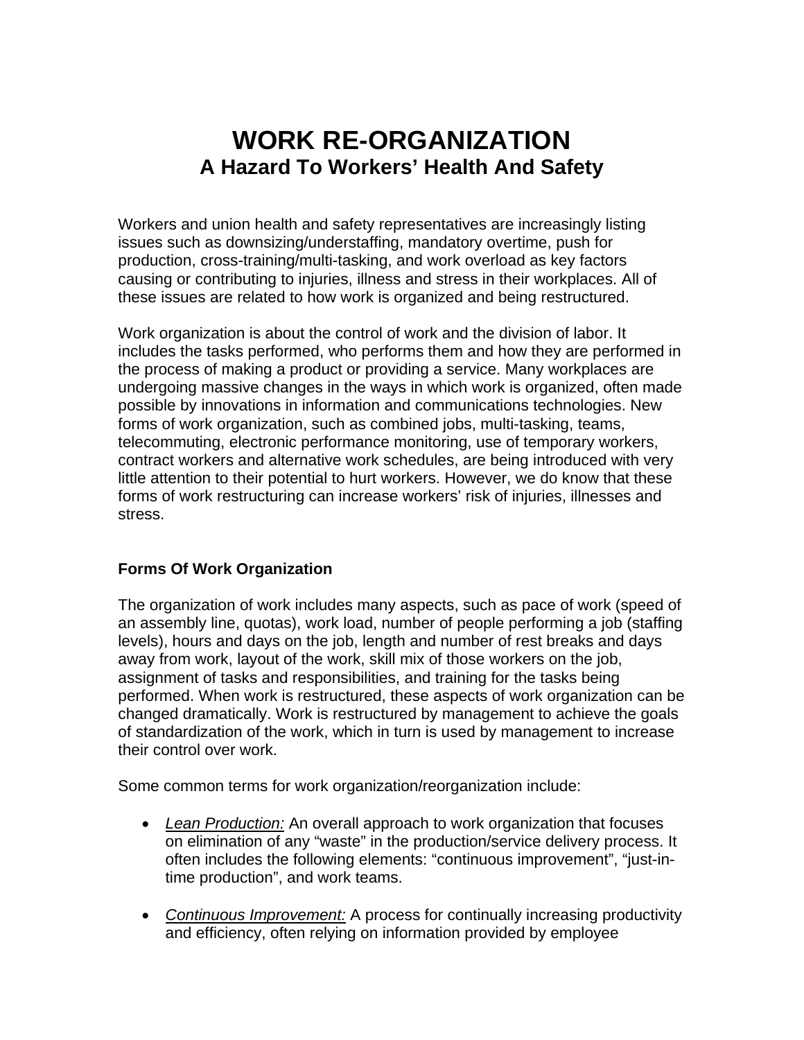# WORK RE-ORGANIZATION
## A Hazard To Workers' Health And Safety

Workers and union health and safety representatives are increasingly listing issues such as downsizing/understaffing, mandatory overtime, push for production, cross-training/multi-tasking, and work overload as key factors causing or contributing to injuries, illness and stress in their workplaces. All of these issues are related to how work is organized and being restructured.

Work organization is about the control of work and the division of labor. It includes the tasks performed, who performs them and how they are performed in the process of making a product or providing a service. Many workplaces are undergoing massive changes in the ways in which work is organized, often made possible by innovations in information and communications technologies. New forms of work organization, such as combined jobs, multi-tasking, teams, telecommuting, electronic performance monitoring, use of temporary workers, contract workers and alternative work schedules, are being introduced with very little attention to their potential to hurt workers. However, we do know that these forms of work restructuring can increase workers' risk of injuries, illnesses and stress.

### Forms Of Work Organization

The organization of work includes many aspects, such as pace of work (speed of an assembly line, quotas), work load, number of people performing a job (staffing levels), hours and days on the job, length and number of rest breaks and days away from work, layout of the work, skill mix of those workers on the job, assignment of tasks and responsibilities, and training for the tasks being performed. When work is restructured, these aspects of work organization can be changed dramatically. Work is restructured by management to achieve the goals of standardization of the work, which in turn is used by management to increase their control over work.

Some common terms for work organization/reorganization include:

- *Lean Production:* An overall approach to work organization that focuses on elimination of any "waste" in the production/service delivery process. It often includes the following elements: "continuous improvement", "just-in-time production", and work teams.
- *Continuous Improvement:* A process for continually increasing productivity and efficiency, often relying on information provided by employee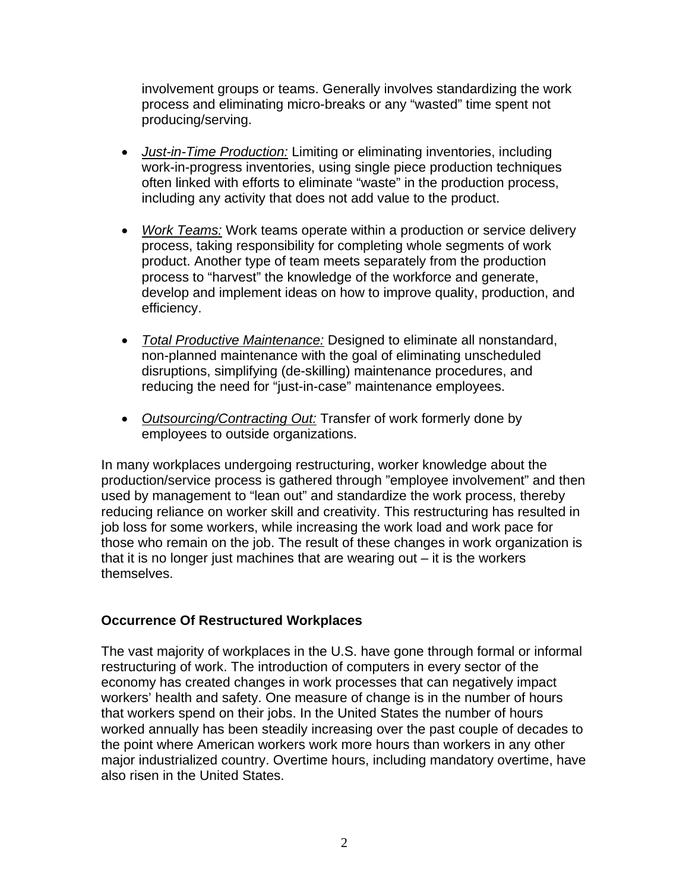involvement groups or teams. Generally involves standardizing the work process and eliminating micro-breaks or any "wasted" time spent not producing/serving.

- *Just-in-Time Production:* Limiting or eliminating inventories, including work-in-progress inventories, using single piece production techniques often linked with efforts to eliminate "waste" in the production process, including any activity that does not add value to the product.

- *Work Teams:* Work teams operate within a production or service delivery process, taking responsibility for completing whole segments of work product. Another type of team meets separately from the production process to "harvest" the knowledge of the workforce and generate, develop and implement ideas on how to improve quality, production, and efficiency.

- *Total Productive Maintenance:* Designed to eliminate all nonstandard, non-planned maintenance with the goal of eliminating unscheduled disruptions, simplifying (de-skilling) maintenance procedures, and reducing the need for "just-in-case" maintenance employees.

- *Outsourcing/Contracting Out:* Transfer of work formerly done by employees to outside organizations.

In many workplaces undergoing restructuring, worker knowledge about the production/service process is gathered through "employee involvement" and then used by management to "lean out" and standardize the work process, thereby reducing reliance on worker skill and creativity. This restructuring has resulted in job loss for some workers, while increasing the work load and work pace for those who remain on the job. The result of these changes in work organization is that it is no longer just machines that are wearing out – it is the workers themselves.

**Occurrence Of Restructured Workplaces**

The vast majority of workplaces in the U.S. have gone through formal or informal restructuring of work. The introduction of computers in every sector of the economy has created changes in work processes that can negatively impact workers' health and safety. One measure of change is in the number of hours that workers spend on their jobs. In the United States the number of hours worked annually has been steadily increasing over the past couple of decades to the point where American workers work more hours than workers in any other major industrialized country. Overtime hours, including mandatory overtime, have also risen in the United States.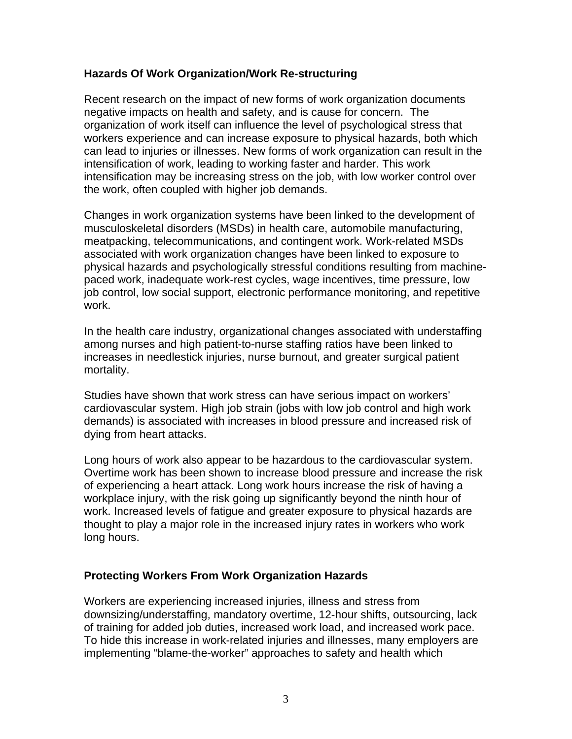## Hazards Of Work Organization/Work Re-structuring

Recent research on the impact of new forms of work organization documents negative impacts on health and safety, and is cause for concern. The organization of work itself can influence the level of psychological stress that workers experience and can increase exposure to physical hazards, both which can lead to injuries or illnesses. New forms of work organization can result in the intensification of work, leading to working faster and harder. This work intensification may be increasing stress on the job, with low worker control over the work, often coupled with higher job demands.

Changes in work organization systems have been linked to the development of musculoskeletal disorders (MSDs) in health care, automobile manufacturing, meatpacking, telecommunications, and contingent work. Work-related MSDs associated with work organization changes have been linked to exposure to physical hazards and psychologically stressful conditions resulting from machine-paced work, inadequate work-rest cycles, wage incentives, time pressure, low job control, low social support, electronic performance monitoring, and repetitive work.

In the health care industry, organizational changes associated with understaffing among nurses and high patient-to-nurse staffing ratios have been linked to increases in needlestick injuries, nurse burnout, and greater surgical patient mortality.

Studies have shown that work stress can have serious impact on workers' cardiovascular system. High job strain (jobs with low job control and high work demands) is associated with increases in blood pressure and increased risk of dying from heart attacks.

Long hours of work also appear to be hazardous to the cardiovascular system. Overtime work has been shown to increase blood pressure and increase the risk of experiencing a heart attack. Long work hours increase the risk of having a workplace injury, with the risk going up significantly beyond the ninth hour of work. Increased levels of fatigue and greater exposure to physical hazards are thought to play a major role in the increased injury rates in workers who work long hours.

## Protecting Workers From Work Organization Hazards

Workers are experiencing increased injuries, illness and stress from downsizing/understaffing, mandatory overtime, 12-hour shifts, outsourcing, lack of training for added job duties, increased work load, and increased work pace. To hide this increase in work-related injuries and illnesses, many employers are implementing "blame-the-worker" approaches to safety and health which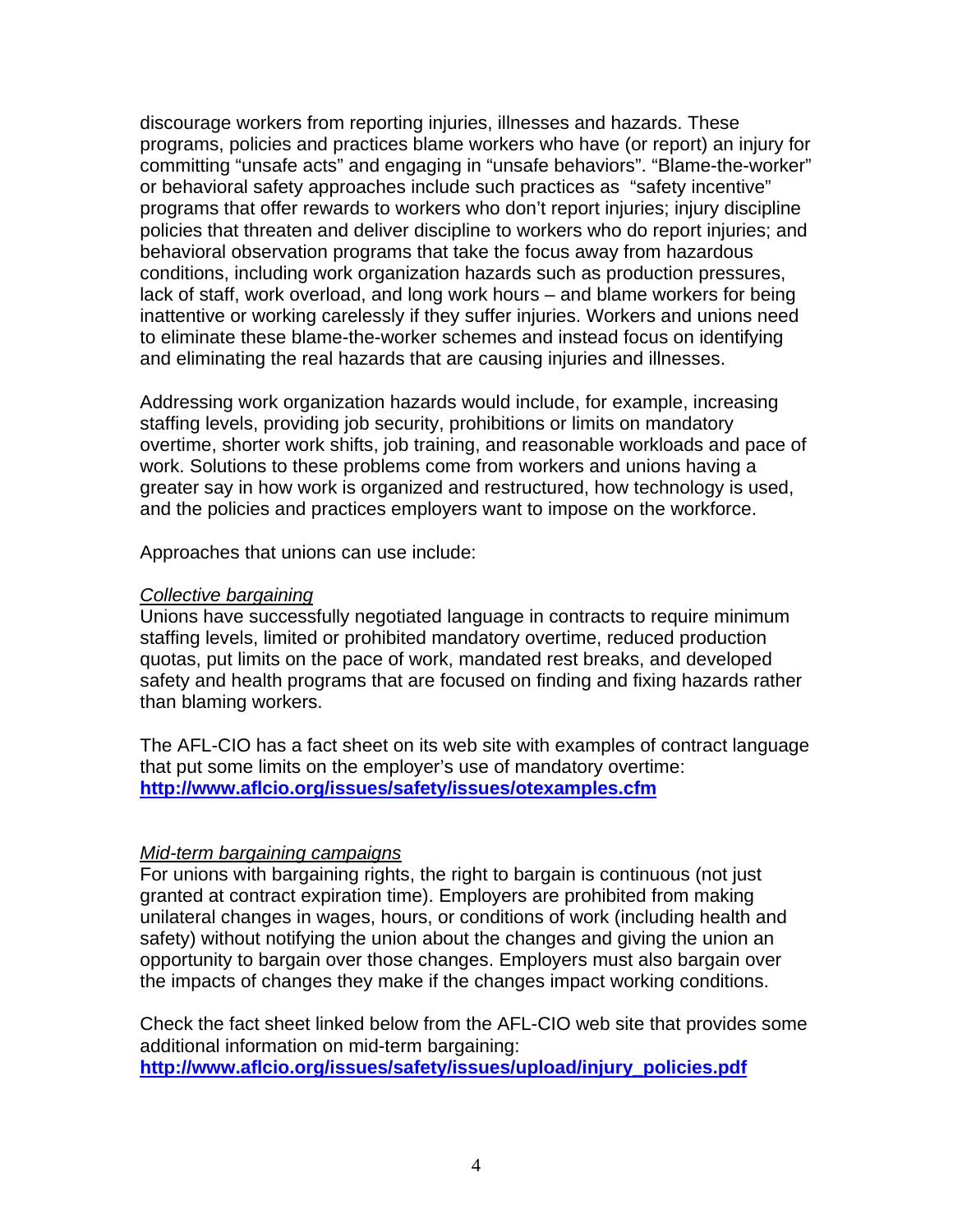discourage workers from reporting injuries, illnesses and hazards. These programs, policies and practices blame workers who have (or report) an injury for committing "unsafe acts" and engaging in "unsafe behaviors". "Blame-the-worker" or behavioral safety approaches include such practices as "safety incentive" programs that offer rewards to workers who don't report injuries; injury discipline policies that threaten and deliver discipline to workers who do report injuries; and behavioral observation programs that take the focus away from hazardous conditions, including work organization hazards such as production pressures, lack of staff, work overload, and long work hours – and blame workers for being inattentive or working carelessly if they suffer injuries. Workers and unions need to eliminate these blame-the-worker schemes and instead focus on identifying and eliminating the real hazards that are causing injuries and illnesses.

Addressing work organization hazards would include, for example, increasing staffing levels, providing job security, prohibitions or limits on mandatory overtime, shorter work shifts, job training, and reasonable workloads and pace of work. Solutions to these problems come from workers and unions having a greater say in how work is organized and restructured, how technology is used, and the policies and practices employers want to impose on the workforce.

Approaches that unions can use include:

*Collective bargaining*
Unions have successfully negotiated language in contracts to require minimum staffing levels, limited or prohibited mandatory overtime, reduced production quotas, put limits on the pace of work, mandated rest breaks, and developed safety and health programs that are focused on finding and fixing hazards rather than blaming workers.

The AFL-CIO has a fact sheet on its web site with examples of contract language that put some limits on the employer's use of mandatory overtime: **http://www.aflcio.org/issues/safety/issues/otexamples.cfm**

*Mid-term bargaining campaigns*
For unions with bargaining rights, the right to bargain is continuous (not just granted at contract expiration time). Employers are prohibited from making unilateral changes in wages, hours, or conditions of work (including health and safety) without notifying the union about the changes and giving the union an opportunity to bargain over those changes. Employers must also bargain over the impacts of changes they make if the changes impact working conditions.

Check the fact sheet linked below from the AFL-CIO web site that provides some additional information on mid-term bargaining:
**http://www.aflcio.org/issues/safety/issues/upload/injury_policies.pdf**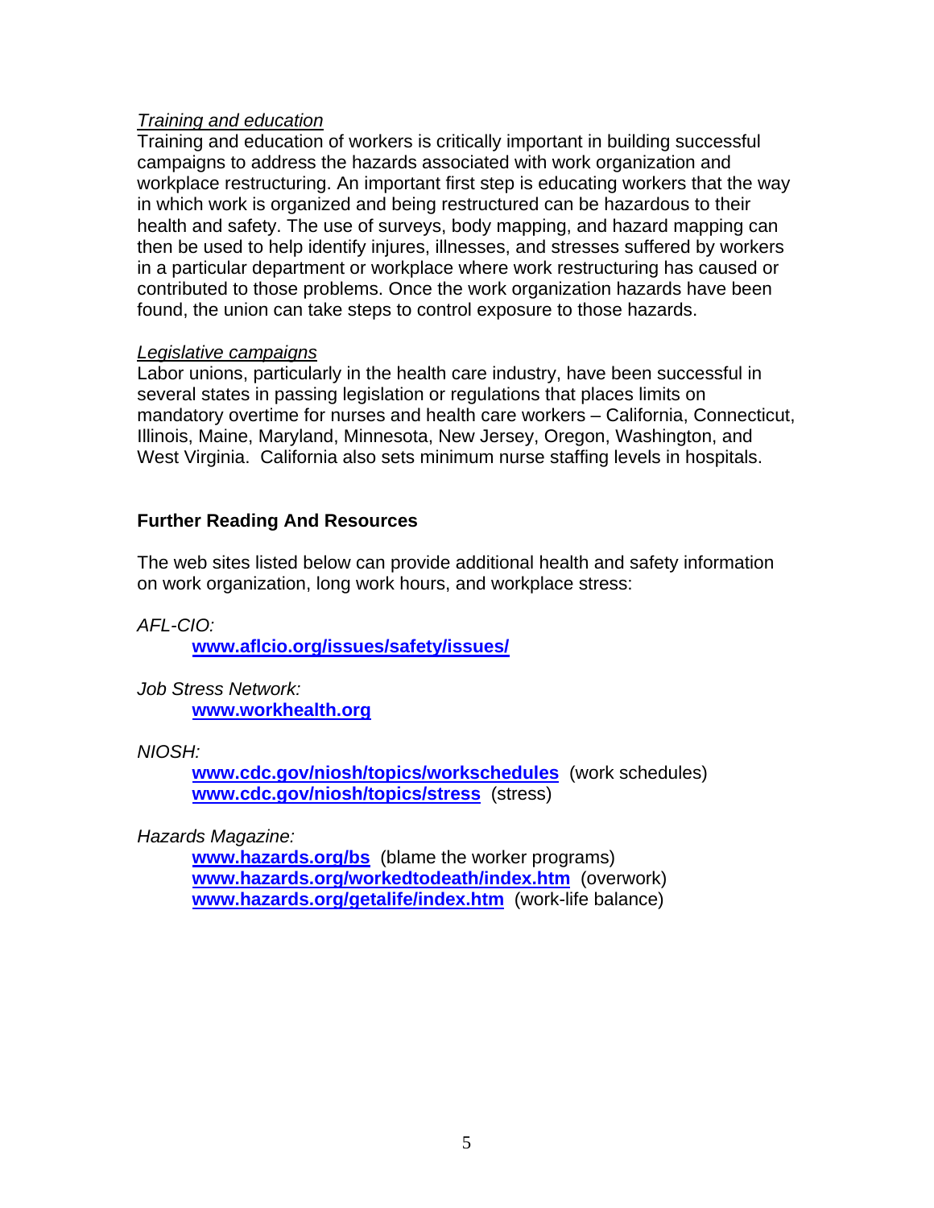*Training and education*

Training and education of workers is critically important in building successful campaigns to address the hazards associated with work organization and workplace restructuring. An important first step is educating workers that the way in which work is organized and being restructured can be hazardous to their health and safety. The use of surveys, body mapping, and hazard mapping can then be used to help identify injures, illnesses, and stresses suffered by workers in a particular department or workplace where work restructuring has caused or contributed to those problems. Once the work organization hazards have been found, the union can take steps to control exposure to those hazards.

*Legislative campaigns*

Labor unions, particularly in the health care industry, have been successful in several states in passing legislation or regulations that places limits on mandatory overtime for nurses and health care workers – California, Connecticut, Illinois, Maine, Maryland, Minnesota, New Jersey, Oregon, Washington, and West Virginia. California also sets minimum nurse staffing levels in hospitals.

## Further Reading And Resources

The web sites listed below can provide additional health and safety information on work organization, long work hours, and workplace stress:

*AFL-CIO:*

**www.aflcio.org/issues/safety/issues/**

*Job Stress Network:*

**www.workhealth.org**

*NIOSH:*

**www.cdc.gov/niosh/topics/workschedules** (work schedules)
**www.cdc.gov/niosh/topics/stress** (stress)

*Hazards Magazine:*

**www.hazards.org/bs** (blame the worker programs)
**www.hazards.org/workedtodeath/index.htm** (overwork)
**www.hazards.org/getalife/index.htm** (work-life balance)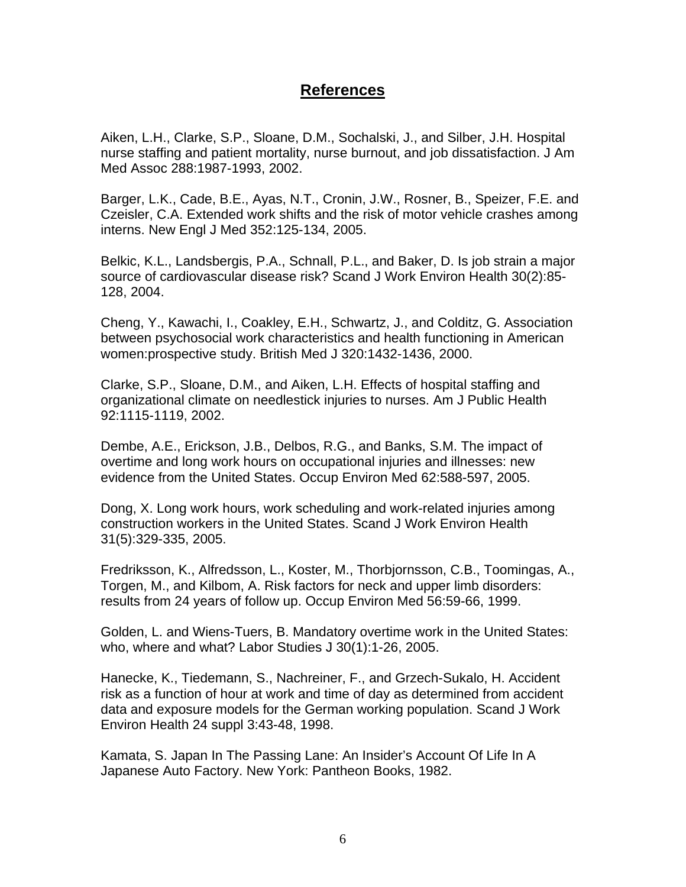## References

Aiken, L.H., Clarke, S.P., Sloane, D.M., Sochalski, J., and Silber, J.H. Hospital nurse staffing and patient mortality, nurse burnout, and job dissatisfaction. J Am Med Assoc 288:1987-1993, 2002.

Barger, L.K., Cade, B.E., Ayas, N.T., Cronin, J.W., Rosner, B., Speizer, F.E. and Czeisler, C.A. Extended work shifts and the risk of motor vehicle crashes among interns. New Engl J Med 352:125-134, 2005.

Belkic, K.L., Landsbergis, P.A., Schnall, P.L., and Baker, D. Is job strain a major source of cardiovascular disease risk? Scand J Work Environ Health 30(2):85-128, 2004.

Cheng, Y., Kawachi, I., Coakley, E.H., Schwartz, J., and Colditz, G. Association between psychosocial work characteristics and health functioning in American women:prospective study. British Med J 320:1432-1436, 2000.

Clarke, S.P., Sloane, D.M., and Aiken, L.H. Effects of hospital staffing and organizational climate on needlestick injuries to nurses. Am J Public Health 92:1115-1119, 2002.

Dembe, A.E., Erickson, J.B., Delbos, R.G., and Banks, S.M. The impact of overtime and long work hours on occupational injuries and illnesses: new evidence from the United States. Occup Environ Med 62:588-597, 2005.

Dong, X. Long work hours, work scheduling and work-related injuries among construction workers in the United States. Scand J Work Environ Health 31(5):329-335, 2005.

Fredriksson, K., Alfredsson, L., Koster, M., Thorbjornsson, C.B., Toomingas, A., Torgen, M., and Kilbom, A. Risk factors for neck and upper limb disorders: results from 24 years of follow up. Occup Environ Med 56:59-66, 1999.

Golden, L. and Wiens-Tuers, B. Mandatory overtime work in the United States: who, where and what? Labor Studies J 30(1):1-26, 2005.

Hanecke, K., Tiedemann, S., Nachreiner, F., and Grzech-Sukalo, H. Accident risk as a function of hour at work and time of day as determined from accident data and exposure models for the German working population. Scand J Work Environ Health 24 suppl 3:43-48, 1998.

Kamata, S. Japan In The Passing Lane: An Insider's Account Of Life In A Japanese Auto Factory. New York: Pantheon Books, 1982.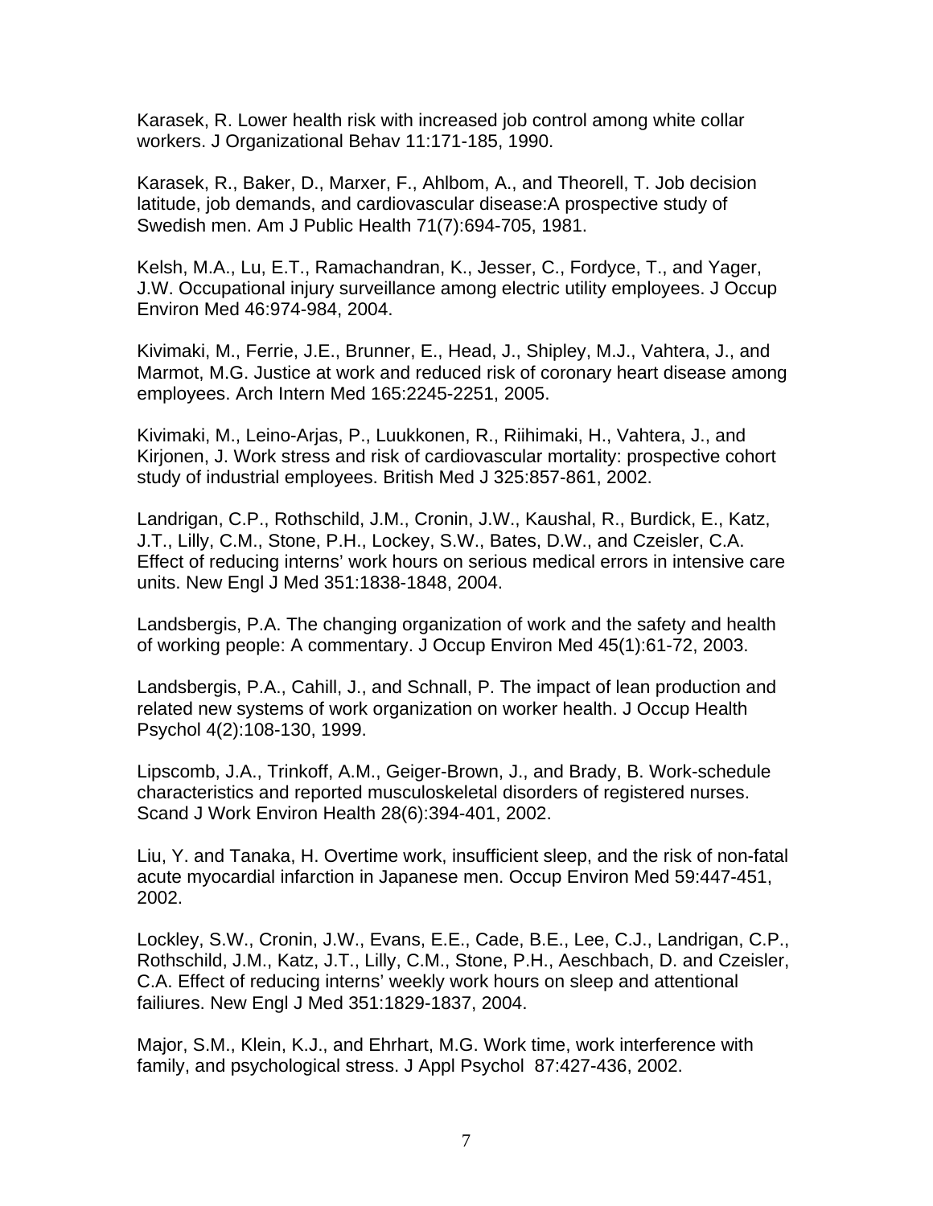Karasek, R. Lower health risk with increased job control among white collar workers. J Organizational Behav 11:171-185, 1990.

Karasek, R., Baker, D., Marxer, F., Ahlbom, A., and Theorell, T. Job decision latitude, job demands, and cardiovascular disease:A prospective study of Swedish men. Am J Public Health 71(7):694-705, 1981.

Kelsh, M.A., Lu, E.T., Ramachandran, K., Jesser, C., Fordyce, T., and Yager, J.W. Occupational injury surveillance among electric utility employees. J Occup Environ Med 46:974-984, 2004.

Kivimaki, M., Ferrie, J.E., Brunner, E., Head, J., Shipley, M.J., Vahtera, J., and Marmot, M.G. Justice at work and reduced risk of coronary heart disease among employees. Arch Intern Med 165:2245-2251, 2005.

Kivimaki, M., Leino-Arjas, P., Luukkonen, R., Riihimaki, H., Vahtera, J., and Kirjonen, J. Work stress and risk of cardiovascular mortality: prospective cohort study of industrial employees. British Med J 325:857-861, 2002.

Landrigan, C.P., Rothschild, J.M., Cronin, J.W., Kaushal, R., Burdick, E., Katz, J.T., Lilly, C.M., Stone, P.H., Lockey, S.W., Bates, D.W., and Czeisler, C.A. Effect of reducing interns' work hours on serious medical errors in intensive care units. New Engl J Med 351:1838-1848, 2004.

Landsbergis, P.A. The changing organization of work and the safety and health of working people: A commentary. J Occup Environ Med 45(1):61-72, 2003.

Landsbergis, P.A., Cahill, J., and Schnall, P. The impact of lean production and related new systems of work organization on worker health. J Occup Health Psychol 4(2):108-130, 1999.

Lipscomb, J.A., Trinkoff, A.M., Geiger-Brown, J., and Brady, B. Work-schedule characteristics and reported musculoskeletal disorders of registered nurses. Scand J Work Environ Health 28(6):394-401, 2002.

Liu, Y. and Tanaka, H. Overtime work, insufficient sleep, and the risk of non-fatal acute myocardial infarction in Japanese men. Occup Environ Med 59:447-451, 2002.

Lockley, S.W., Cronin, J.W., Evans, E.E., Cade, B.E., Lee, C.J., Landrigan, C.P., Rothschild, J.M., Katz, J.T., Lilly, C.M., Stone, P.H., Aeschbach, D. and Czeisler, C.A. Effect of reducing interns' weekly work hours on sleep and attentional failiures. New Engl J Med 351:1829-1837, 2004.

Major, S.M., Klein, K.J., and Ehrhart, M.G. Work time, work interference with family, and psychological stress. J Appl Psychol 87:427-436, 2002.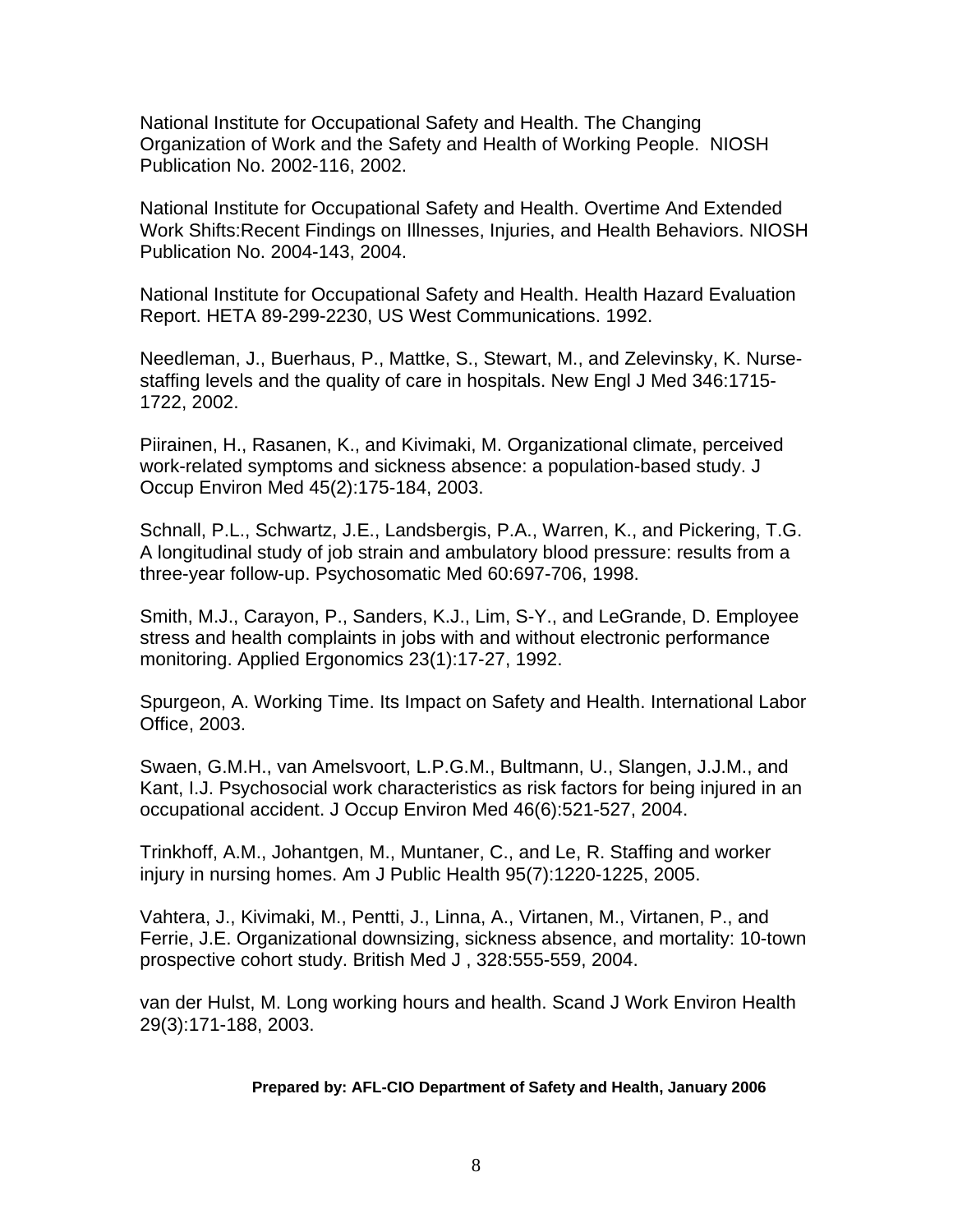National Institute for Occupational Safety and Health. The Changing Organization of Work and the Safety and Health of Working People. NIOSH Publication No. 2002-116, 2002.

National Institute for Occupational Safety and Health. Overtime And Extended Work Shifts:Recent Findings on Illnesses, Injuries, and Health Behaviors. NIOSH Publication No. 2004-143, 2004.

National Institute for Occupational Safety and Health. Health Hazard Evaluation Report. HETA 89-299-2230, US West Communications. 1992.

Needleman, J., Buerhaus, P., Mattke, S., Stewart, M., and Zelevinsky, K. Nurse-staffing levels and the quality of care in hospitals. New Engl J Med 346:1715-1722, 2002.

Piirainen, H., Rasanen, K., and Kivimaki, M. Organizational climate, perceived work-related symptoms and sickness absence: a population-based study. J Occup Environ Med 45(2):175-184, 2003.

Schnall, P.L., Schwartz, J.E., Landsbergis, P.A., Warren, K., and Pickering, T.G. A longitudinal study of job strain and ambulatory blood pressure: results from a three-year follow-up. Psychosomatic Med 60:697-706, 1998.

Smith, M.J., Carayon, P., Sanders, K.J., Lim, S-Y., and LeGrande, D. Employee stress and health complaints in jobs with and without electronic performance monitoring. Applied Ergonomics 23(1):17-27, 1992.

Spurgeon, A. Working Time. Its Impact on Safety and Health. International Labor Office, 2003.

Swaen, G.M.H., van Amelsvoort, L.P.G.M., Bultmann, U., Slangen, J.J.M., and Kant, I.J. Psychosocial work characteristics as risk factors for being injured in an occupational accident. J Occup Environ Med 46(6):521-527, 2004.

Trinkhoff, A.M., Johantgen, M., Muntaner, C., and Le, R. Staffing and worker injury in nursing homes. Am J Public Health 95(7):1220-1225, 2005.

Vahtera, J., Kivimaki, M., Pentti, J., Linna, A., Virtanen, M., Virtanen, P., and Ferrie, J.E. Organizational downsizing, sickness absence, and mortality: 10-town prospective cohort study. British Med J , 328:555-559, 2004.

van der Hulst, M. Long working hours and health. Scand J Work Environ Health 29(3):171-188, 2003.

**Prepared by: AFL-CIO Department of Safety and Health, January 2006**